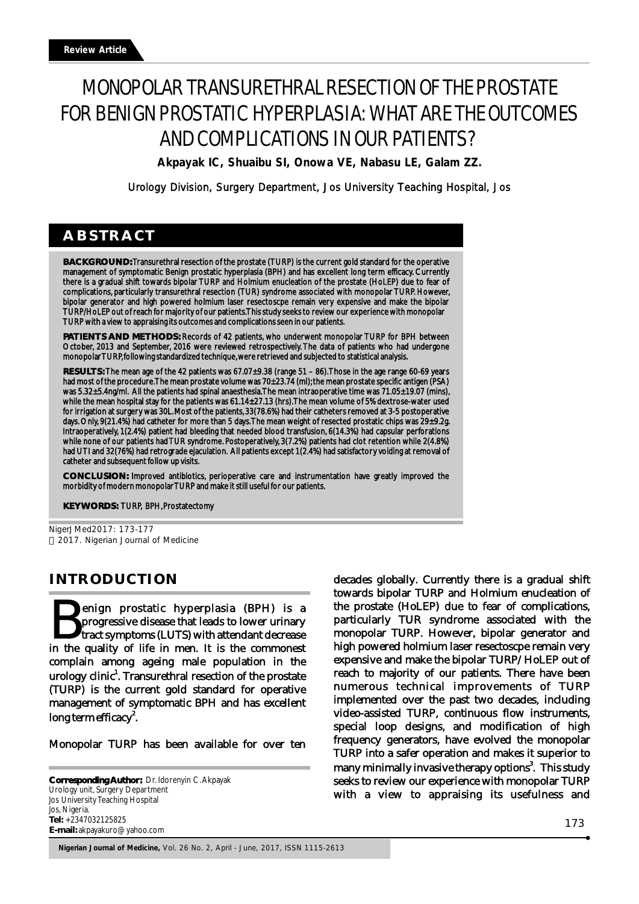Review Article

# MONOPOLAR TRANSURETHRAL RESECTION OF THE PROSTATE FOR BENIGN PROSTATIC HYPERPLASIA: WHAT ARE THE OUTCOMES AND COMPLICATIONS IN OUR PATIENTS?

**Akpayak IC, Shuaibu SI, Onowa VE, Nabasu LE, Galam ZZ.**

Urology Division, Surgery Department, Jos University Teaching Hospital, Jos

## ABSTRACT

**BACKGROUND:** Transurethral resection of the prostate (TURP) is the current gold standard for the operative management of symptomatic Benign prostatic hyperplasia (BPH) and has excellent long term efficacy. Currently there is a gradual shift towards bipolar TURP and Holmium enucleation of the prostate (HoLEP) due to fear of complications, particularly transurethral resection (TUR) syndrome associated with monopolar TURP. However, bipolar generator and high powered holmium laser resectoscpe remain very expensive and make the bipolar TURP/HoLEP out of reach for majority of our patients. This study seeks to review our experience with monopolar TURP with a view to appraising its outcomes and complications seen in our patients.

**PATIENTS AND METHODS:** Records of 42 patients, who underwent monopolar TURP for BPH between October, 2013 and September, 2016 were reviewed retrospectively. The data of patients who had undergone monopolar TURP, following standardized technique, were retrieved and subjected to statistical analysis.

**RESULTS:** The mean age of the 42 patients was 67.07±9.38 (range 51 – 86). Those in the age range 60-69 years had most of the procedure. The mean prostate volume was 70±23.74 (ml); the mean prostate specific antigen (PSA) was 5.32±5.4ng/ml. All the patients had spinal anaesthesia. The mean intraoperative time was 71.05±19.07 (mins), while the mean hospital stay for the patients was 61.14±27.13 (hrs). The mean volume of 5% dextrose-water used for irrigation at surgery was 30L. Most of the patients, 33(78.6%) had their catheters removed at 3-5 postoperative days. Only, 9(21.4%) had catheter for more than 5 days. The mean weight of resected prostatic chips was 29±9.2g. Intraoperatively, 1(2.4%) patient had bleeding that needed blood transfusion, 6(14.3%) had capsular perforations while none of our patients had TUR syndrome. Postoperatively, 3(7.2%) patients had clot retention while 2(4.8%) had UTI and 32(76%) had retrograde ejaculation. All patients except 1(2.4%) had satisfactory voiding at removal of catheter and subsequent follow up visits.

**CONCLUSION:** Improved antibiotics, perioperative care and instrumentation have greatly improved the morbidity of modern monopolar TURP and make it still useful for our patients.

**KEYWORDS:** TURP, BPH, Prostatectomy

NigerJMed2017: 173-177
© 2017. Nigerian Journal of Medicine

## INTRODUCTION

Benign prostatic hyperplasia (BPH) is a progressive disease that leads to lower urinary tract symptoms (LUTS) with attendant decrease in the quality of life in men. It is the commonest complain among ageing male population in the urology clinic[1]. Transurethral resection of the prostate (TURP) is the current gold standard for operative management of symptomatic BPH and has excellent long term efficacy[2].

Monopolar TURP has been available for over ten decades globally. Currently there is a gradual shift towards bipolar TURP and Holmium enucleation of the prostate (HoLEP) due to fear of complications, particularly TUR syndrome associated with the monopolar TURP. However, bipolar generator and high powered holmium laser resectoscpe remain very expensive and make the bipolar TURP/HoLEP out of reach to majority of our patients. There have been numerous technical improvements of TURP implemented over the past two decades, including video-assisted TURP, continuous flow instruments, special loop designs, and modification of high frequency generators, have evolved the monopolar TURP into a safer operation and makes it superior to many minimally invasive therapy options[3]. This study seeks to review our experience with monopolar TURP with a view to appraising its usefulness and

**Corresponding Author:** Dr. Idorenyin C. Akpayak
Urology unit, Surgery Department
Jos University Teaching Hospital
Jos, Nigeria.
**Tel:** +2347032125825
**E-mail:** akpayakuro@yahoo.com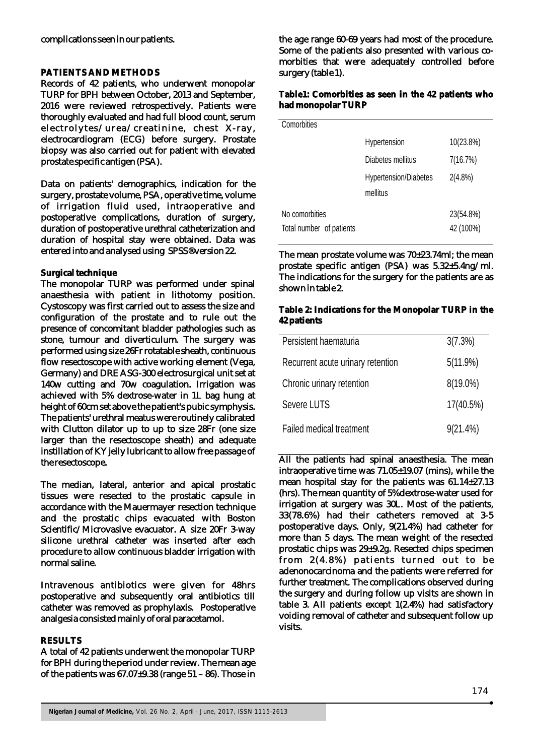complications seen in our patients.

## PATIENTS AND METHODS

Records of 42 patients, who underwent monopolar TURP for BPH between October, 2013 and September, 2016 were reviewed retrospectively. Patients were thoroughly evaluated and had full blood count, serum electrolytes/urea/creatinine, chest X-ray, electrocardiogram (ECG) before surgery. Prostate biopsy was also carried out for patient with elevated prostate specific antigen (PSA).

Data on patients' demographics, indication for the surgery, prostate volume, PSA, operative time, volume of irrigation fluid used, intraoperative and postoperative complications, duration of surgery, duration of postoperative urethral catheterization and duration of hospital stay were obtained. Data was entered into and analysed using SPSS® version 22.

### Surgical technique

The monopolar TURP was performed under spinal anaesthesia with patient in lithotomy position. Cystoscopy was first carried out to assess the size and configuration of the prostate and to rule out the presence of concomitant bladder pathologies such as stone, tumour and diverticulum. The surgery was performed using size 26Fr rotatable sheath, continuous flow resectoscope with active working element (Vega, Germany) and DRE ASG-300 electrosurgical unit set at 140w cutting and 70w coagulation. Irrigation was achieved with 5% dextrose-water in 1L bag hung at height of 60cm set above the patient's pubic symphysis. The patients' urethral meatus were routinely calibrated with Clutton dilator up to up to size 28Fr (one size larger than the resectoscope sheath) and adequate instillation of KY jelly lubricant to allow free passage of the resectoscope.

The median, lateral, anterior and apical prostatic tissues were resected to the prostatic capsule in accordance with the Mauermayer resection technique and the prostatic chips evacuated with Boston Scientific/Microvasive evacuator. A size 20Fr 3-way silicone urethral catheter was inserted after each procedure to allow continuous bladder irrigation with normal saline.

Intravenous antibiotics were given for 48hrs postoperative and subsequently oral antibiotics till catheter was removed as prophylaxis. Postoperative analgesia consisted mainly of oral paracetamol.

## RESULTS

A total of 42 patients underwent the monopolar TURP for BPH during the period under review. The mean age of the patients was 67.07±9.38 (range 51 – 86). Those in the age range 60-69 years had most of the procedure. Some of the patients also presented with various co-morbities that were adequately controlled before surgery (table 1).

**Table1: Comorbities as seen in the 42 patients who had monopolar TURP**

| Comorbities | | |
|---|---|---|
| | Hypertension | 10(23.8%) |
| | Diabetes mellitus | 7(16.7%) |
| | Hypertension/Diabetes mellitus | 2(4.8%) |
| No comorbities | | 23(54.8%) |
| Total number of patients | | 42 (100%) |

The mean prostate volume was 70±23.74ml; the mean prostate specific antigen (PSA) was 5.32±5.4ng/ml. The indications for the surgery for the patients are as shown in table 2.

**Table 2: Indications for the Monopolar TURP in the 42 patients**

| | |
|---|---|
| Persistent haematuria | 3(7.3%) |
| Recurrent acute urinary retention | 5(11.9%) |
| Chronic urinary retention | 8(19.0%) |
| Severe LUTS | 17(40.5%) |
| Failed medical treatment | 9(21.4%) |

All the patients had spinal anaesthesia. The mean intraoperative time was 71.05±19.07 (mins), while the mean hospital stay for the patients was 61.14±27.13 (hrs). The mean quantity of 5% dextrose-water used for irrigation at surgery was 30L. Most of the patients, 33(78.6%) had their catheters removed at 3-5 postoperative days. Only, 9(21.4%) had catheter for more than 5 days. The mean weight of the resected prostatic chips was 29±9.2g. Resected chips specimen from 2(4.8%) patients turned out to be adenonocarcinoma and the patients were referred for further treatment. The complications observed during the surgery and during follow up visits are shown in table 3. All patients except 1(2.4%) had satisfactory voiding removal of catheter and subsequent follow up visits.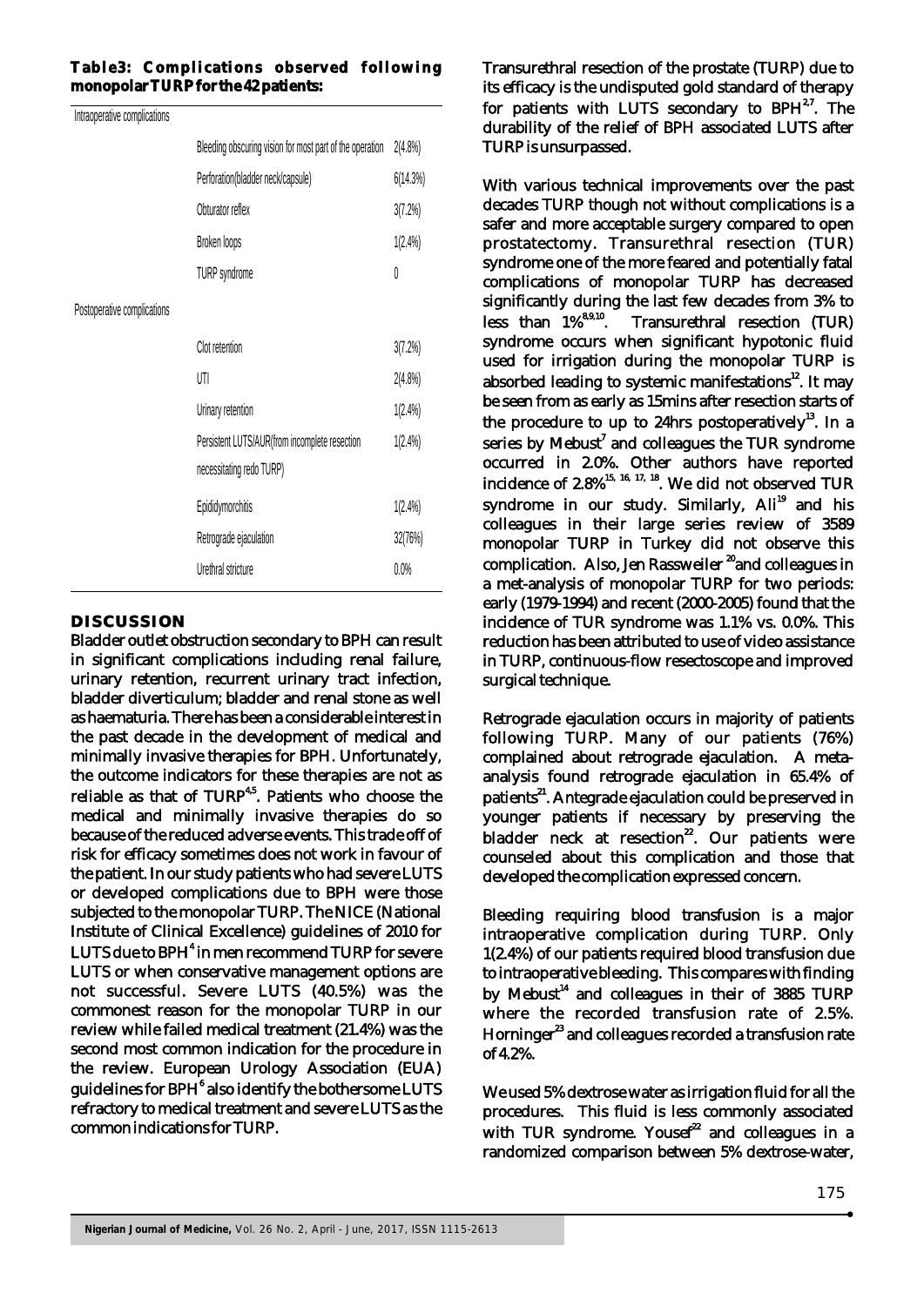**Table3: Complications observed following monopolar TURP for the 42 patients:**

| | | |
|---|---|---|
| Intraoperative complications | | |
| | Bleeding obscuring vision for most part of the operation | 2(4.8%) |
| | Perforation(bladder neck/capsule) | 6(14.3%) |
| | Obturator reflex | 3(7.2%) |
| | Broken loops | 1(2.4%) |
| | TURP syndrome | 0 |
| Postoperative complications | | |
| | Clot retention | 3(7.2%) |
| | UTI | 2(4.8%) |
| | Urinary retention | 1(2.4%) |
| | Persistent LUTS/AUR(from incomplete resection necessitating redo TURP) | 1(2.4%) |
| | Epididymorchitis | 1(2.4%) |
| | Retrograde ejaculation | 32(76%) |
| | Urethral stricture | 0.0% |

## DISCUSSION

Bladder outlet obstruction secondary to BPH can result in significant complications including renal failure, urinary retention, recurrent urinary tract infection, bladder diverticulum; bladder and renal stone as well as haematuria. There has been a considerable interest in the past decade in the development of medical and minimally invasive therapies for BPH. Unfortunately, the outcome indicators for these therapies are not as reliable as that of TURP[4,5]. Patients who choose the medical and minimally invasive therapies do so because of the reduced adverse events. This trade off of risk for efficacy sometimes does not work in favour of the patient. In our study patients who had severe LUTS or developed complications due to BPH were those subjected to the monopolar TURP. The NICE (National Institute of Clinical Excellence) guidelines of 2010 for LUTS due to BPH[4] in men recommend TURP for severe LUTS or when conservative management options are not successful. Severe LUTS (40.5%) was the commonest reason for the monopolar TURP in our review while failed medical treatment (21.4%) was the second most common indication for the procedure in the review. European Urology Association (EUA) guidelines for BPH[6] also identify the bothersome LUTS refractory to medical treatment and severe LUTS as the common indications for TURP.

Transurethral resection of the prostate (TURP) due to its efficacy is the undisputed gold standard of therapy for patients with LUTS secondary to BPH[2,7]. The durability of the relief of BPH associated LUTS after TURP is unsurpassed.

With various technical improvements over the past decades TURP though not without complications is a safer and more acceptable surgery compared to open prostatectomy. Transurethral resection (TUR) syndrome one of the more feared and potentially fatal complications of monopolar TURP has decreased significantly during the last few decades from 3% to less than 1%[8,9,10]. Transurethral resection (TUR) syndrome occurs when significant hypotonic fluid used for irrigation during the monopolar TURP is absorbed leading to systemic manifestations[12]. It may be seen from as early as 15mins after resection starts of the procedure to up to 24hrs postoperatively[13]. In a series by Mebust[7] and colleagues the TUR syndrome occurred in 2.0%. Other authors have reported incidence of 2.8%[15, 16, 17, 18]. We did not observed TUR syndrome in our study. Similarly, Ali[19] and his colleagues in their large series review of 3589 monopolar TURP in Turkey did not observe this complication. Also, Jen Rassweiler[20] and colleagues in a met-analysis of monopolar TURP for two periods: early (1979-1994) and recent (2000-2005) found that the incidence of TUR syndrome was 1.1% vs. 0.0%. This reduction has been attributed to use of video assistance in TURP, continuous-flow resectoscope and improved surgical technique.

Retrograde ejaculation occurs in majority of patients following TURP. Many of our patients (76%) complained about retrograde ejaculation. A meta-analysis found retrograde ejaculation in 65.4% of patients[21]. Antegrade ejaculation could be preserved in younger patients if necessary by preserving the bladder neck at resection[22]. Our patients were counseled about this complication and those that developed the complication expressed concern.

Bleeding requiring blood transfusion is a major intraoperative complication during TURP. Only 1(2.4%) of our patients required blood transfusion due to intraoperative bleeding. This compares with finding by Mebust[14] and colleagues in their of 3885 TURP where the recorded transfusion rate of 2.5%. Horninger[23] and colleagues recorded a transfusion rate of 4.2%.

We used 5% dextrose water as irrigation fluid for all the procedures. This fluid is less commonly associated with TUR syndrome. Yousef[22] and colleagues in a randomized comparison between 5% dextrose-water,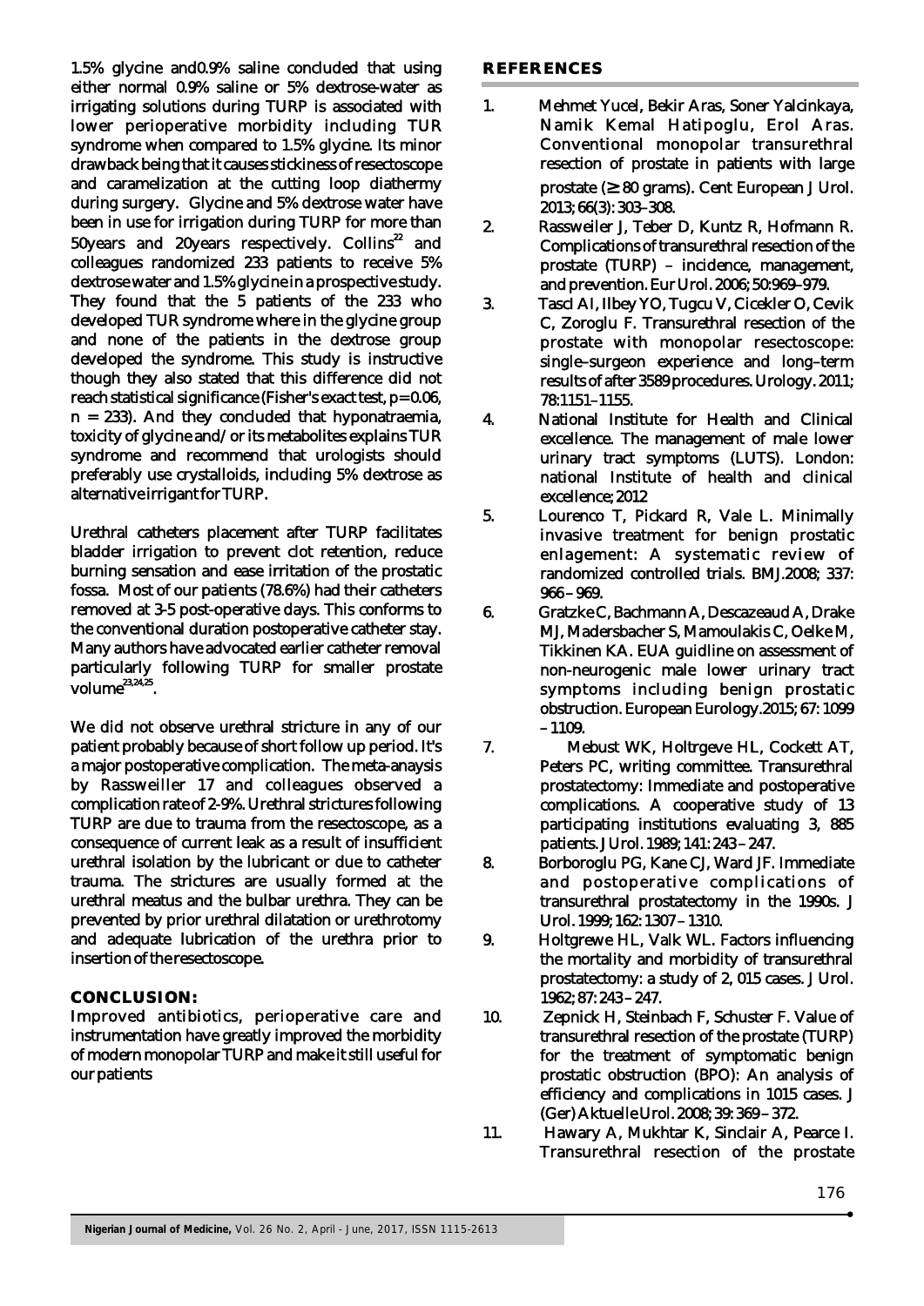1.5% glycine and0.9% saline concluded that using either normal 0.9% saline or 5% dextrose-water as irrigating solutions during TURP is associated with lower perioperative morbidity including TUR syndrome when compared to 1.5% glycine. Its minor drawback being that it causes stickiness of resectoscope and caramelization at the cutting loop diathermy during surgery. Glycine and 5% dextrose water have been in use for irrigation during TURP for more than 50years and 20years respectively. Collins[22] and colleagues randomized 233 patients to receive 5% dextrose water and 1.5% glycine in a prospective study. They found that the 5 patients of the 233 who developed TUR syndrome where in the glycine group and none of the patients in the dextrose group developed the syndrome. This study is instructive though they also stated that this difference did not reach statistical significance (Fisher's exact test, $p=0.06$, $n = 233$). And they concluded that hyponatraemia, toxicity of glycine and/or its metabolites explains TUR syndrome and recommend that urologists should preferably use crystalloids, including 5% dextrose as alternative irrigant for TURP.

Urethral catheters placement after TURP facilitates bladder irrigation to prevent clot retention, reduce burning sensation and ease irritation of the prostatic fossa. Most of our patients (78.6%) had their catheters removed at 3-5 post-operative days. This conforms to the conventional duration postoperative catheter stay. Many authors have advocated earlier catheter removal particularly following TURP for smaller prostate volume[23,24,25].

We did not observe urethral stricture in any of our patient probably because of short follow up period. It's a major postoperative complication. The meta-anaysis by Rassweiller 17 and colleagues observed a complication rate of 2-9%. Urethral strictures following TURP are due to trauma from the resectoscope, as a consequence of current leak as a result of insufficient urethral isolation by the lubricant or due to catheter trauma. The strictures are usually formed at the urethral meatus and the bulbar urethra. They can be prevented by prior urethral dilatation or urethrotomy and adequate lubrication of the urethra prior to insertion of the resectoscope.

## CONCLUSION:

Improved antibiotics, perioperative care and instrumentation have greatly improved the morbidity of modern monopolar TURP and make it still useful for our patients

## REFERENCES

1. Mehmet Yucel, Bekir Aras, Soner Yalcinkaya, Namik Kemal Hatipoglu, Erol Aras. Conventional monopolar transurethral resection of prostate in patients with large prostate (≥ 80 grams). Cent European J Urol. 2013; 66(3): 303–308.
2. Rassweiler J, Teber D, Kuntz R, Hofmann R. Complications of transurethral resection of the prostate (TURP) – incidence, management, and prevention. Eur Urol. 2006; 50:969–979.
3. Tascl AI, Ilbey YO, Tugcu V, Cicekler O, Cevik C, Zoroglu F. Transurethral resection of the prostate with monopolar resectoscope: single–surgeon experience and long–term results of after 3589 procedures. Urology. 2011; 78:1151–1155.
4. National Institute for Health and Clinical excellence. The management of male lower urinary tract symptoms (LUTS). London: national Institute of health and clinical excellence; 2012
5. Lourenco T, Pickard R, Vale L. Minimally invasive treatment for benign prostatic enlagement: A systematic review of randomized controlled trials. BMJ.2008; 337: 966 – 969.
6. Gratzke C, Bachmann A, Descazeaud A, Drake MJ, Madersbacher S, Mamoulakis C, Oelke M, Tikkinen KA. EUA guidline on assessment of non-neurogenic male lower urinary tract symptoms including benign prostatic obstruction. European Eurology.2015; 67: 1099 – 1109.
7. Mebust WK, Holtrgeve HL, Cockett AT, Peters PC, writing committee. Transurethral prostatectomy: Immediate and postoperative complications. A cooperative study of 13 participating institutions evaluating 3, 885 patients. J Urol. 1989; 141: 243 – 247.
8. Borboroglu PG, Kane CJ, Ward JF. Immediate and postoperative complications of transurethral prostatectomy in the 1990s. J Urol. 1999; 162: 1307 – 1310.
9. Holtgrewe HL, Valk WL. Factors influencing the mortality and morbidity of transurethral prostatectomy: a study of 2, 015 cases. J Urol. 1962; 87: 243 – 247.
10. Zepnick H, Steinbach F, Schuster F. Value of transurethral resection of the prostate (TURP) for the treatment of symptomatic benign prostatic obstruction (BPO): An analysis of efficiency and complications in 1015 cases. J (Ger) Aktuelle Urol. 2008; 39: 369 – 372.
11. Hawary A, Mukhtar K, Sinclair A, Pearce I. Transurethral resection of the prostate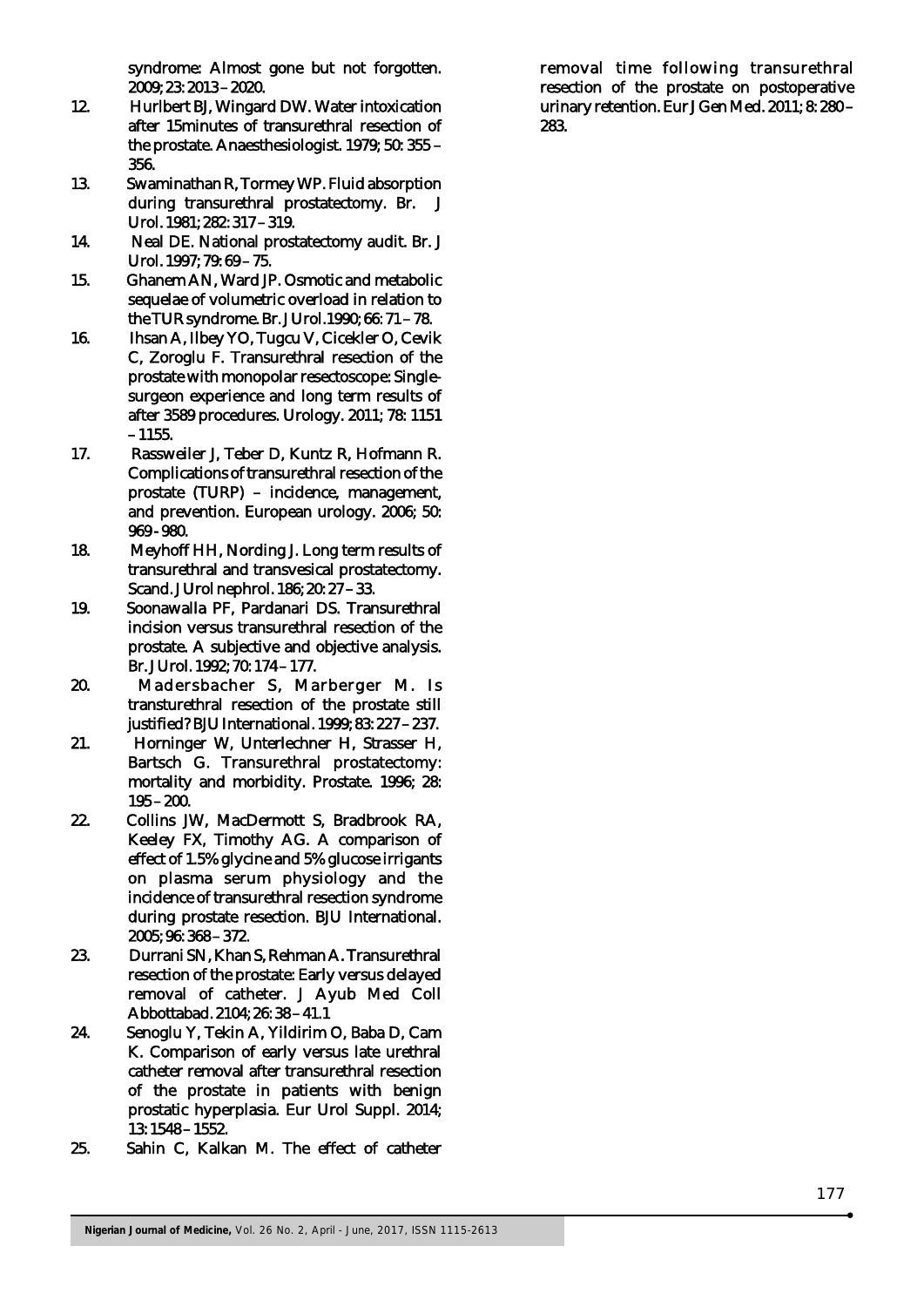syndrome: Almost gone but not forgotten. 2009; 23: 2013 – 2020.

12. Hurlbert BJ, Wingard DW. Water intoxication after 15minutes of transurethral resection of the prostate. Anaesthesiologist. 1979; 50: 355 – 356.
13. Swaminathan R, Tormey WP. Fluid absorption during transurethral prostatectomy. Br. J Urol. 1981; 282: 317 – 319.
14. Neal DE. National prostatectomy audit. Br. J Urol. 1997; 79: 69 – 75.
15. Ghanem AN, Ward JP. Osmotic and metabolic sequelae of volumetric overload in relation to the TUR syndrome. Br. J Urol.1990; 66: 71 – 78.
16. Ihsan A, Ilbey YO, Tugcu V, Cicekler O, Cevik C, Zoroglu F. Transurethral resection of the prostate with monopolar resectoscope: Single-surgeon experience and long term results of after 3589 procedures. Urology. 2011; 78: 1151 – 1155.
17. Rassweiler J, Teber D, Kuntz R, Hofmann R. Complications of transurethral resection of the prostate (TURP) – incidence, management, and prevention. European urology. 2006; 50: 969 - 980.
18. Meyhoff HH, Nording J. Long term results of transurethral and transvesical prostatectomy. Scand. J Urol nephrol. 186; 20: 27 – 33.
19. Soonawalla PF, Pardanari DS. Transurethral incision versus transurethral resection of the prostate. A subjective and objective analysis. Br. J Urol. 1992; 70: 174 – 177.
20. Madersbacher S, Marberger M. Is transturethral resection of the prostate still justified? BJU International. 1999; 83: 227 – 237.
21. Horninger W, Unterlechner H, Strasser H, Bartsch G. Transurethral prostatectomy: mortality and morbidity. Prostate. 1996; 28: 195 – 200.
22. Collins JW, MacDermott S, Bradbrook RA, Keeley FX, Timothy AG. A comparison of effect of 1.5% glycine and 5% glucose irrigants on plasma serum physiology and the incidence of transurethral resection syndrome during prostate resection. BJU International. 2005; 96: 368 – 372.
23. Durrani SN, Khan S, Rehman A. Transurethral resection of the prostate: Early versus delayed removal of catheter. J Ayub Med Coll Abbottabad. 2104; 26: 38 – 41.1
24. Senoglu Y, Tekin A, Yildirim O, Baba D, Cam K. Comparison of early versus late urethral catheter removal after transurethral resection of the prostate in patients with benign prostatic hyperplasia. Eur Urol Suppl. 2014; 13: 1548 – 1552.
25. Sahin C, Kalkan M. The effect of catheter removal time following transurethral resection of the prostate on postoperative urinary retention. Eur J Gen Med. 2011; 8: 280 – 283.